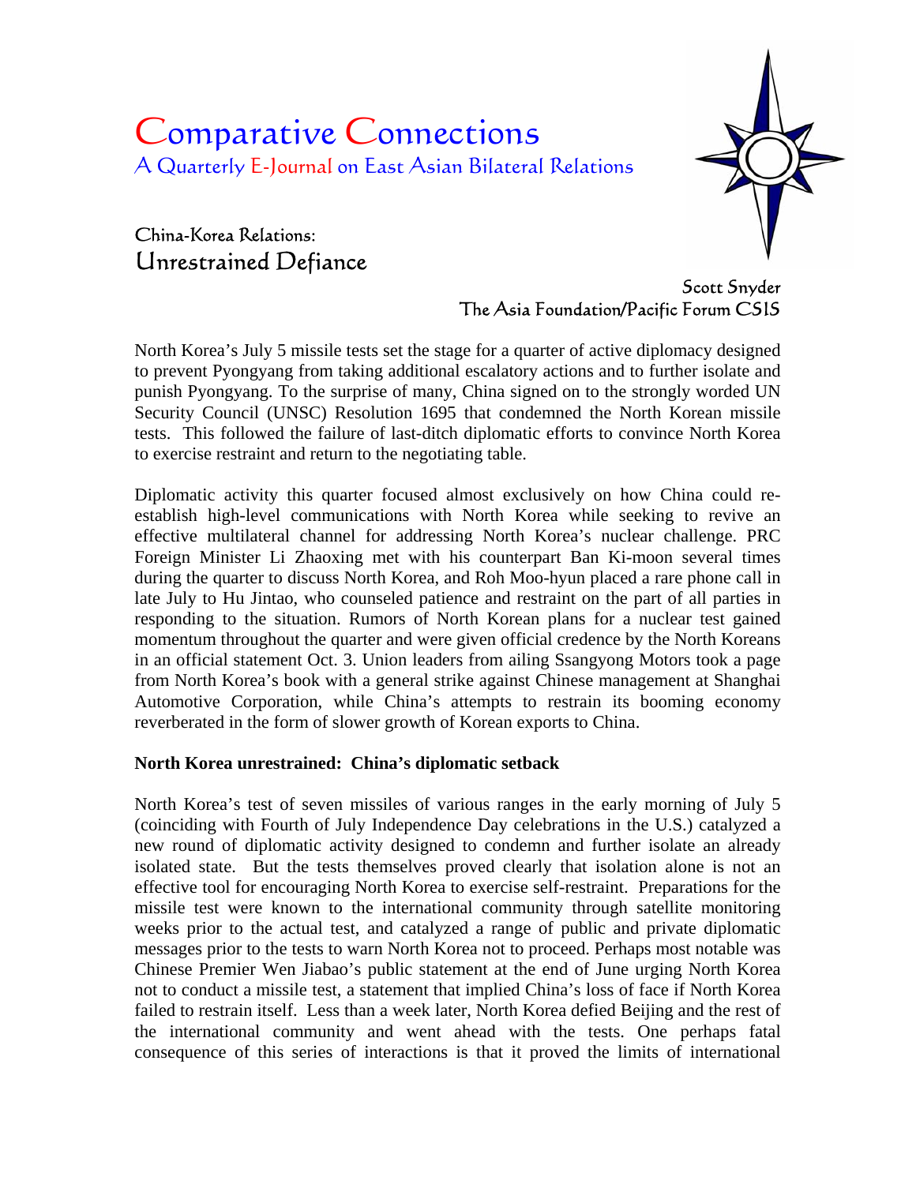# Comparative Connections

A Quarterly E-Journal on East Asian Bilateral Relations

## China-Korea Relations:
## Unrestrained Defiance

Scott Snyder
The Asia Foundation/Pacific Forum CSIS

North Korea's July 5 missile tests set the stage for a quarter of active diplomacy designed to prevent Pyongyang from taking additional escalatory actions and to further isolate and punish Pyongyang. To the surprise of many, China signed on to the strongly worded UN Security Council (UNSC) Resolution 1695 that condemned the North Korean missile tests. This followed the failure of last-ditch diplomatic efforts to convince North Korea to exercise restraint and return to the negotiating table.

Diplomatic activity this quarter focused almost exclusively on how China could re-establish high-level communications with North Korea while seeking to revive an effective multilateral channel for addressing North Korea's nuclear challenge. PRC Foreign Minister Li Zhaoxing met with his counterpart Ban Ki-moon several times during the quarter to discuss North Korea, and Roh Moo-hyun placed a rare phone call in late July to Hu Jintao, who counseled patience and restraint on the part of all parties in responding to the situation. Rumors of North Korean plans for a nuclear test gained momentum throughout the quarter and were given official credence by the North Koreans in an official statement Oct. 3. Union leaders from ailing Ssangyong Motors took a page from North Korea's book with a general strike against Chinese management at Shanghai Automotive Corporation, while China's attempts to restrain its booming economy reverberated in the form of slower growth of Korean exports to China.

**North Korea unrestrained: China's diplomatic setback**

North Korea's test of seven missiles of various ranges in the early morning of July 5 (coinciding with Fourth of July Independence Day celebrations in the U.S.) catalyzed a new round of diplomatic activity designed to condemn and further isolate an already isolated state. But the tests themselves proved clearly that isolation alone is not an effective tool for encouraging North Korea to exercise self-restraint. Preparations for the missile test were known to the international community through satellite monitoring weeks prior to the actual test, and catalyzed a range of public and private diplomatic messages prior to the tests to warn North Korea not to proceed. Perhaps most notable was Chinese Premier Wen Jiabao's public statement at the end of June urging North Korea not to conduct a missile test, a statement that implied China's loss of face if North Korea failed to restrain itself. Less than a week later, North Korea defied Beijing and the rest of the international community and went ahead with the tests. One perhaps fatal consequence of this series of interactions is that it proved the limits of international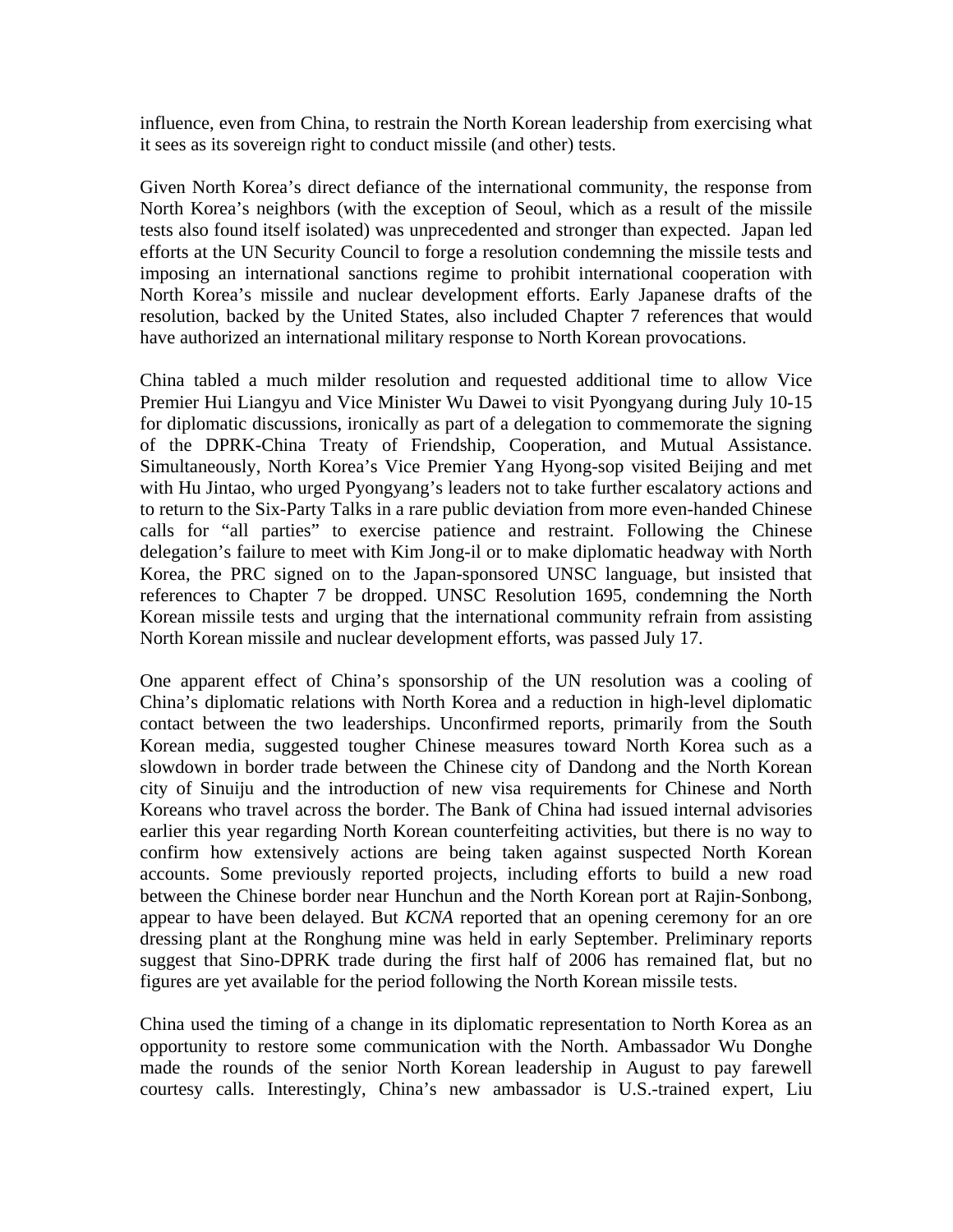influence, even from China, to restrain the North Korean leadership from exercising what it sees as its sovereign right to conduct missile (and other) tests.

Given North Korea's direct defiance of the international community, the response from North Korea's neighbors (with the exception of Seoul, which as a result of the missile tests also found itself isolated) was unprecedented and stronger than expected. Japan led efforts at the UN Security Council to forge a resolution condemning the missile tests and imposing an international sanctions regime to prohibit international cooperation with North Korea's missile and nuclear development efforts. Early Japanese drafts of the resolution, backed by the United States, also included Chapter 7 references that would have authorized an international military response to North Korean provocations.

China tabled a much milder resolution and requested additional time to allow Vice Premier Hui Liangyu and Vice Minister Wu Dawei to visit Pyongyang during July 10-15 for diplomatic discussions, ironically as part of a delegation to commemorate the signing of the DPRK-China Treaty of Friendship, Cooperation, and Mutual Assistance. Simultaneously, North Korea's Vice Premier Yang Hyong-sop visited Beijing and met with Hu Jintao, who urged Pyongyang's leaders not to take further escalatory actions and to return to the Six-Party Talks in a rare public deviation from more even-handed Chinese calls for "all parties" to exercise patience and restraint. Following the Chinese delegation's failure to meet with Kim Jong-il or to make diplomatic headway with North Korea, the PRC signed on to the Japan-sponsored UNSC language, but insisted that references to Chapter 7 be dropped. UNSC Resolution 1695, condemning the North Korean missile tests and urging that the international community refrain from assisting North Korean missile and nuclear development efforts, was passed July 17.

One apparent effect of China's sponsorship of the UN resolution was a cooling of China's diplomatic relations with North Korea and a reduction in high-level diplomatic contact between the two leaderships. Unconfirmed reports, primarily from the South Korean media, suggested tougher Chinese measures toward North Korea such as a slowdown in border trade between the Chinese city of Dandong and the North Korean city of Sinuiju and the introduction of new visa requirements for Chinese and North Koreans who travel across the border. The Bank of China had issued internal advisories earlier this year regarding North Korean counterfeiting activities, but there is no way to confirm how extensively actions are being taken against suspected North Korean accounts. Some previously reported projects, including efforts to build a new road between the Chinese border near Hunchun and the North Korean port at Rajin-Sonbong, appear to have been delayed. But *KCNA* reported that an opening ceremony for an ore dressing plant at the Ronghung mine was held in early September. Preliminary reports suggest that Sino-DPRK trade during the first half of 2006 has remained flat, but no figures are yet available for the period following the North Korean missile tests.

China used the timing of a change in its diplomatic representation to North Korea as an opportunity to restore some communication with the North. Ambassador Wu Donghe made the rounds of the senior North Korean leadership in August to pay farewell courtesy calls. Interestingly, China's new ambassador is U.S.-trained expert, Liu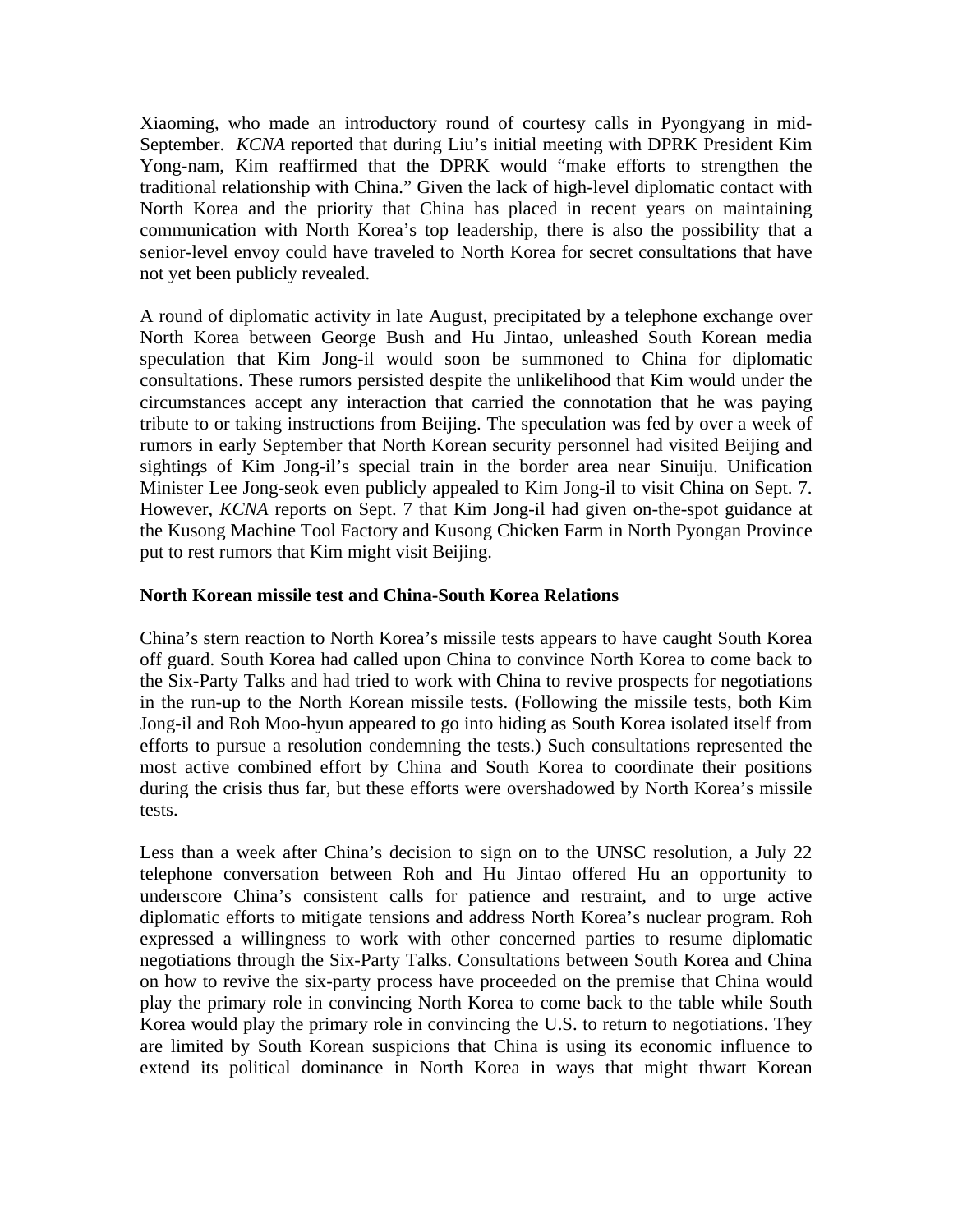Xiaoming, who made an introductory round of courtesy calls in Pyongyang in mid-September. *KCNA* reported that during Liu's initial meeting with DPRK President Kim Yong-nam, Kim reaffirmed that the DPRK would "make efforts to strengthen the traditional relationship with China." Given the lack of high-level diplomatic contact with North Korea and the priority that China has placed in recent years on maintaining communication with North Korea's top leadership, there is also the possibility that a senior-level envoy could have traveled to North Korea for secret consultations that have not yet been publicly revealed.

A round of diplomatic activity in late August, precipitated by a telephone exchange over North Korea between George Bush and Hu Jintao, unleashed South Korean media speculation that Kim Jong-il would soon be summoned to China for diplomatic consultations. These rumors persisted despite the unlikelihood that Kim would under the circumstances accept any interaction that carried the connotation that he was paying tribute to or taking instructions from Beijing. The speculation was fed by over a week of rumors in early September that North Korean security personnel had visited Beijing and sightings of Kim Jong-il's special train in the border area near Sinuiju. Unification Minister Lee Jong-seok even publicly appealed to Kim Jong-il to visit China on Sept. 7. However, *KCNA* reports on Sept. 7 that Kim Jong-il had given on-the-spot guidance at the Kusong Machine Tool Factory and Kusong Chicken Farm in North Pyongan Province put to rest rumors that Kim might visit Beijing.

**North Korean missile test and China-South Korea Relations**

China's stern reaction to North Korea's missile tests appears to have caught South Korea off guard. South Korea had called upon China to convince North Korea to come back to the Six-Party Talks and had tried to work with China to revive prospects for negotiations in the run-up to the North Korean missile tests. (Following the missile tests, both Kim Jong-il and Roh Moo-hyun appeared to go into hiding as South Korea isolated itself from efforts to pursue a resolution condemning the tests.) Such consultations represented the most active combined effort by China and South Korea to coordinate their positions during the crisis thus far, but these efforts were overshadowed by North Korea's missile tests.

Less than a week after China's decision to sign on to the UNSC resolution, a July 22 telephone conversation between Roh and Hu Jintao offered Hu an opportunity to underscore China's consistent calls for patience and restraint, and to urge active diplomatic efforts to mitigate tensions and address North Korea's nuclear program. Roh expressed a willingness to work with other concerned parties to resume diplomatic negotiations through the Six-Party Talks. Consultations between South Korea and China on how to revive the six-party process have proceeded on the premise that China would play the primary role in convincing North Korea to come back to the table while South Korea would play the primary role in convincing the U.S. to return to negotiations. They are limited by South Korean suspicions that China is using its economic influence to extend its political dominance in North Korea in ways that might thwart Korean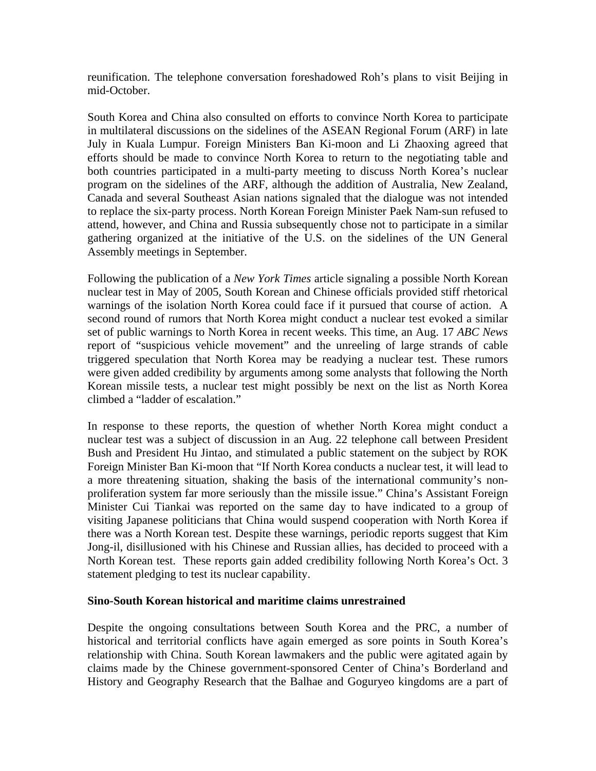reunification. The telephone conversation foreshadowed Roh's plans to visit Beijing in mid-October.

South Korea and China also consulted on efforts to convince North Korea to participate in multilateral discussions on the sidelines of the ASEAN Regional Forum (ARF) in late July in Kuala Lumpur. Foreign Ministers Ban Ki-moon and Li Zhaoxing agreed that efforts should be made to convince North Korea to return to the negotiating table and both countries participated in a multi-party meeting to discuss North Korea's nuclear program on the sidelines of the ARF, although the addition of Australia, New Zealand, Canada and several Southeast Asian nations signaled that the dialogue was not intended to replace the six-party process. North Korean Foreign Minister Paek Nam-sun refused to attend, however, and China and Russia subsequently chose not to participate in a similar gathering organized at the initiative of the U.S. on the sidelines of the UN General Assembly meetings in September.

Following the publication of a *New York Times* article signaling a possible North Korean nuclear test in May of 2005, South Korean and Chinese officials provided stiff rhetorical warnings of the isolation North Korea could face if it pursued that course of action. A second round of rumors that North Korea might conduct a nuclear test evoked a similar set of public warnings to North Korea in recent weeks. This time, an Aug. 17 *ABC News* report of "suspicious vehicle movement" and the unreeling of large strands of cable triggered speculation that North Korea may be readying a nuclear test. These rumors were given added credibility by arguments among some analysts that following the North Korean missile tests, a nuclear test might possibly be next on the list as North Korea climbed a "ladder of escalation."

In response to these reports, the question of whether North Korea might conduct a nuclear test was a subject of discussion in an Aug. 22 telephone call between President Bush and President Hu Jintao, and stimulated a public statement on the subject by ROK Foreign Minister Ban Ki-moon that "If North Korea conducts a nuclear test, it will lead to a more threatening situation, shaking the basis of the international community's non-proliferation system far more seriously than the missile issue." China's Assistant Foreign Minister Cui Tiankai was reported on the same day to have indicated to a group of visiting Japanese politicians that China would suspend cooperation with North Korea if there was a North Korean test. Despite these warnings, periodic reports suggest that Kim Jong-il, disillusioned with his Chinese and Russian allies, has decided to proceed with a North Korean test. These reports gain added credibility following North Korea's Oct. 3 statement pledging to test its nuclear capability.

**Sino-South Korean historical and maritime claims unrestrained**

Despite the ongoing consultations between South Korea and the PRC, a number of historical and territorial conflicts have again emerged as sore points in South Korea's relationship with China. South Korean lawmakers and the public were agitated again by claims made by the Chinese government-sponsored Center of China's Borderland and History and Geography Research that the Balhae and Goguryeo kingdoms are a part of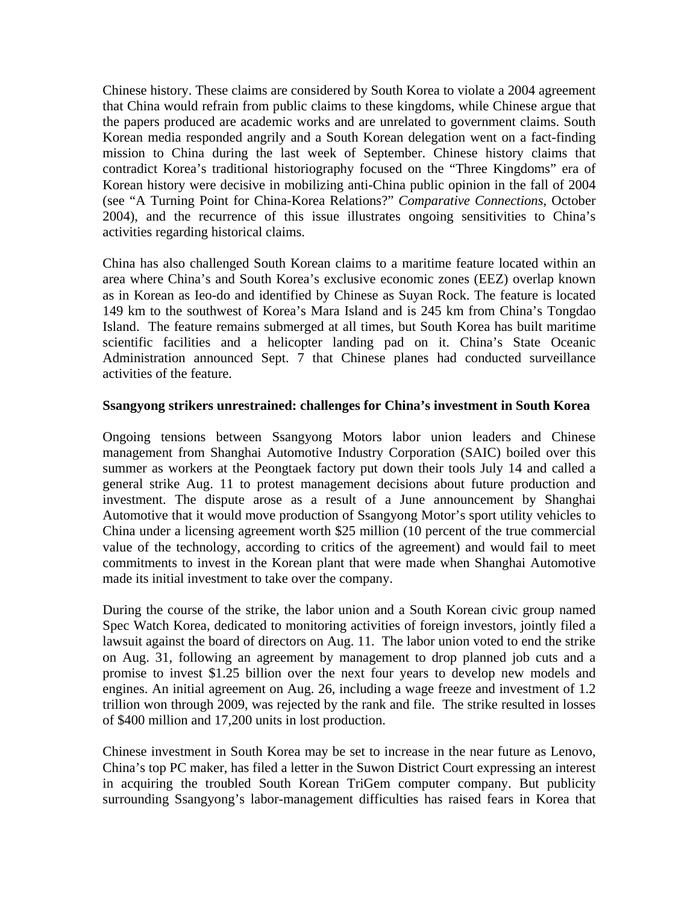Chinese history. These claims are considered by South Korea to violate a 2004 agreement that China would refrain from public claims to these kingdoms, while Chinese argue that the papers produced are academic works and are unrelated to government claims. South Korean media responded angrily and a South Korean delegation went on a fact-finding mission to China during the last week of September. Chinese history claims that contradict Korea's traditional historiography focused on the "Three Kingdoms" era of Korean history were decisive in mobilizing anti-China public opinion in the fall of 2004 (see "A Turning Point for China-Korea Relations?" *Comparative Connections*, October 2004), and the recurrence of this issue illustrates ongoing sensitivities to China's activities regarding historical claims.

China has also challenged South Korean claims to a maritime feature located within an area where China's and South Korea's exclusive economic zones (EEZ) overlap known as in Korean as Ieo-do and identified by Chinese as Suyan Rock. The feature is located 149 km to the southwest of Korea's Mara Island and is 245 km from China's Tongdao Island. The feature remains submerged at all times, but South Korea has built maritime scientific facilities and a helicopter landing pad on it. China's State Oceanic Administration announced Sept. 7 that Chinese planes had conducted surveillance activities of the feature.

**Ssangyong strikers unrestrained: challenges for China's investment in South Korea**

Ongoing tensions between Ssangyong Motors labor union leaders and Chinese management from Shanghai Automotive Industry Corporation (SAIC) boiled over this summer as workers at the Peongtaek factory put down their tools July 14 and called a general strike Aug. 11 to protest management decisions about future production and investment. The dispute arose as a result of a June announcement by Shanghai Automotive that it would move production of Ssangyong Motor's sport utility vehicles to China under a licensing agreement worth $25 million (10 percent of the true commercial value of the technology, according to critics of the agreement) and would fail to meet commitments to invest in the Korean plant that were made when Shanghai Automotive made its initial investment to take over the company.

During the course of the strike, the labor union and a South Korean civic group named Spec Watch Korea, dedicated to monitoring activities of foreign investors, jointly filed a lawsuit against the board of directors on Aug. 11. The labor union voted to end the strike on Aug. 31, following an agreement by management to drop planned job cuts and a promise to invest $1.25 billion over the next four years to develop new models and engines. An initial agreement on Aug. 26, including a wage freeze and investment of 1.2 trillion won through 2009, was rejected by the rank and file. The strike resulted in losses of $400 million and 17,200 units in lost production.

Chinese investment in South Korea may be set to increase in the near future as Lenovo, China's top PC maker, has filed a letter in the Suwon District Court expressing an interest in acquiring the troubled South Korean TriGem computer company. But publicity surrounding Ssangyong's labor-management difficulties has raised fears in Korea that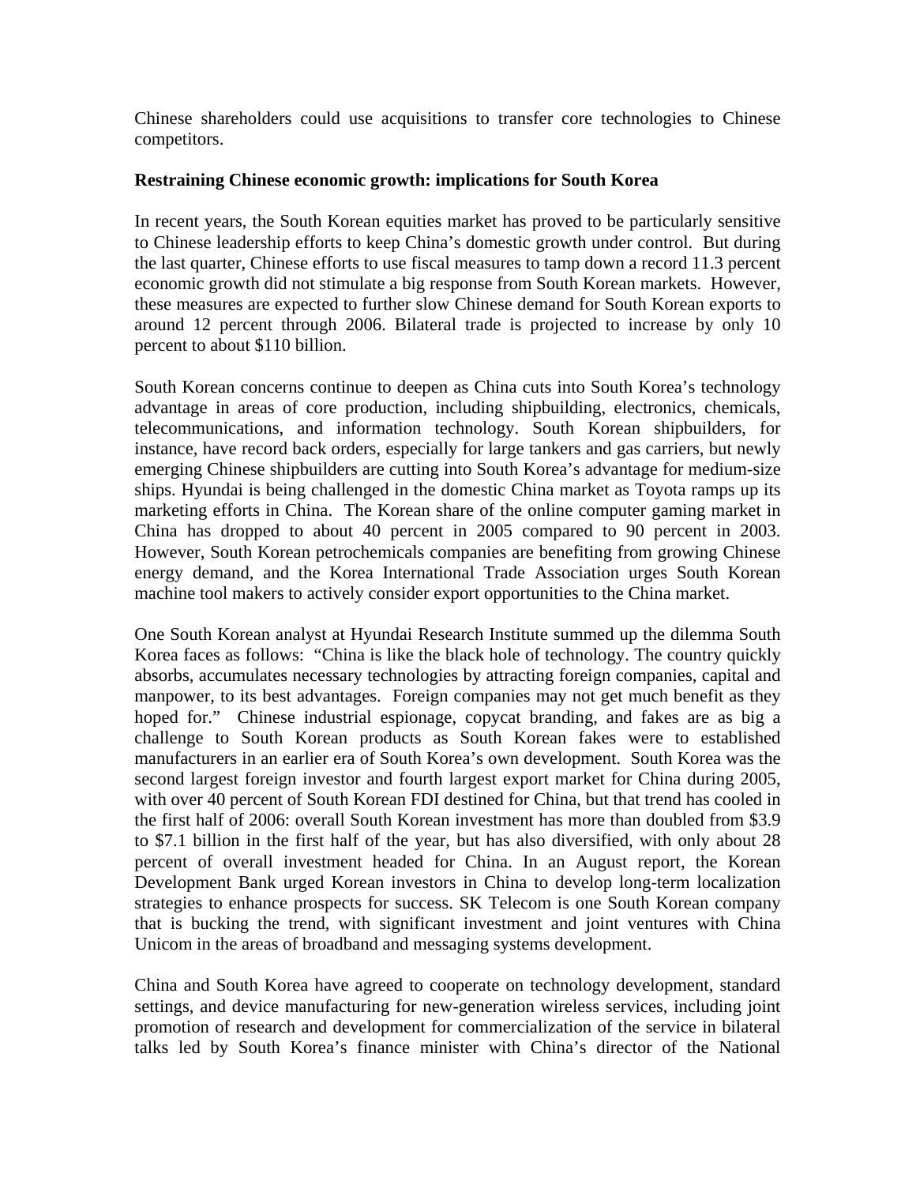Chinese shareholders could use acquisitions to transfer core technologies to Chinese competitors.

**Restraining Chinese economic growth: implications for South Korea**

In recent years, the South Korean equities market has proved to be particularly sensitive to Chinese leadership efforts to keep China's domestic growth under control. But during the last quarter, Chinese efforts to use fiscal measures to tamp down a record 11.3 percent economic growth did not stimulate a big response from South Korean markets. However, these measures are expected to further slow Chinese demand for South Korean exports to around 12 percent through 2006. Bilateral trade is projected to increase by only 10 percent to about $110 billion.

South Korean concerns continue to deepen as China cuts into South Korea's technology advantage in areas of core production, including shipbuilding, electronics, chemicals, telecommunications, and information technology. South Korean shipbuilders, for instance, have record back orders, especially for large tankers and gas carriers, but newly emerging Chinese shipbuilders are cutting into South Korea's advantage for medium-size ships. Hyundai is being challenged in the domestic China market as Toyota ramps up its marketing efforts in China. The Korean share of the online computer gaming market in China has dropped to about 40 percent in 2005 compared to 90 percent in 2003. However, South Korean petrochemicals companies are benefiting from growing Chinese energy demand, and the Korea International Trade Association urges South Korean machine tool makers to actively consider export opportunities to the China market.

One South Korean analyst at Hyundai Research Institute summed up the dilemma South Korea faces as follows: "China is like the black hole of technology. The country quickly absorbs, accumulates necessary technologies by attracting foreign companies, capital and manpower, to its best advantages. Foreign companies may not get much benefit as they hoped for." Chinese industrial espionage, copycat branding, and fakes are as big a challenge to South Korean products as South Korean fakes were to established manufacturers in an earlier era of South Korea's own development. South Korea was the second largest foreign investor and fourth largest export market for China during 2005, with over 40 percent of South Korean FDI destined for China, but that trend has cooled in the first half of 2006: overall South Korean investment has more than doubled from $3.9 to $7.1 billion in the first half of the year, but has also diversified, with only about 28 percent of overall investment headed for China. In an August report, the Korean Development Bank urged Korean investors in China to develop long-term localization strategies to enhance prospects for success. SK Telecom is one South Korean company that is bucking the trend, with significant investment and joint ventures with China Unicom in the areas of broadband and messaging systems development.

China and South Korea have agreed to cooperate on technology development, standard settings, and device manufacturing for new-generation wireless services, including joint promotion of research and development for commercialization of the service in bilateral talks led by South Korea's finance minister with China's director of the National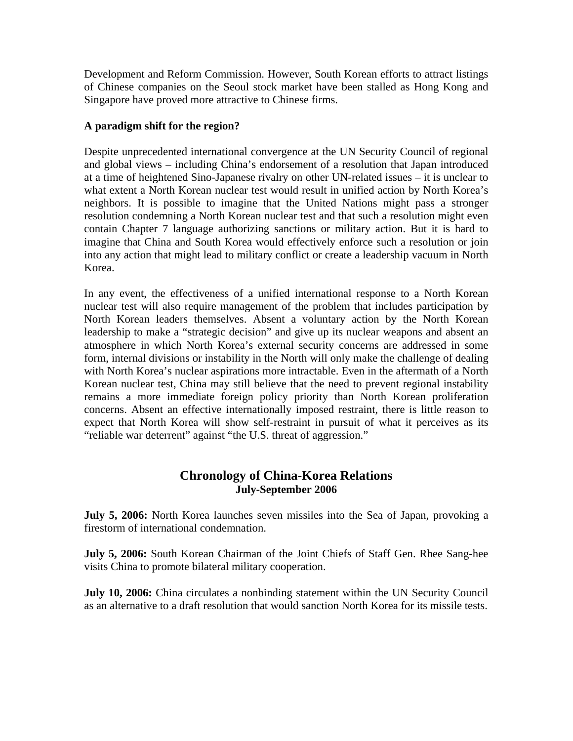Development and Reform Commission. However, South Korean efforts to attract listings of Chinese companies on the Seoul stock market have been stalled as Hong Kong and Singapore have proved more attractive to Chinese firms.

**A paradigm shift for the region?**

Despite unprecedented international convergence at the UN Security Council of regional and global views – including China's endorsement of a resolution that Japan introduced at a time of heightened Sino-Japanese rivalry on other UN-related issues – it is unclear to what extent a North Korean nuclear test would result in unified action by North Korea's neighbors. It is possible to imagine that the United Nations might pass a stronger resolution condemning a North Korean nuclear test and that such a resolution might even contain Chapter 7 language authorizing sanctions or military action. But it is hard to imagine that China and South Korea would effectively enforce such a resolution or join into any action that might lead to military conflict or create a leadership vacuum in North Korea.

In any event, the effectiveness of a unified international response to a North Korean nuclear test will also require management of the problem that includes participation by North Korean leaders themselves. Absent a voluntary action by the North Korean leadership to make a "strategic decision" and give up its nuclear weapons and absent an atmosphere in which North Korea's external security concerns are addressed in some form, internal divisions or instability in the North will only make the challenge of dealing with North Korea's nuclear aspirations more intractable. Even in the aftermath of a North Korean nuclear test, China may still believe that the need to prevent regional instability remains a more immediate foreign policy priority than North Korean proliferation concerns. Absent an effective internationally imposed restraint, there is little reason to expect that North Korea will show self-restraint in pursuit of what it perceives as its "reliable war deterrent" against "the U.S. threat of aggression."

## Chronology of China-Korea Relations
### July-September 2006

**July 5, 2006:** North Korea launches seven missiles into the Sea of Japan, provoking a firestorm of international condemnation.

**July 5, 2006:** South Korean Chairman of the Joint Chiefs of Staff Gen. Rhee Sang-hee visits China to promote bilateral military cooperation.

**July 10, 2006:** China circulates a nonbinding statement within the UN Security Council as an alternative to a draft resolution that would sanction North Korea for its missile tests.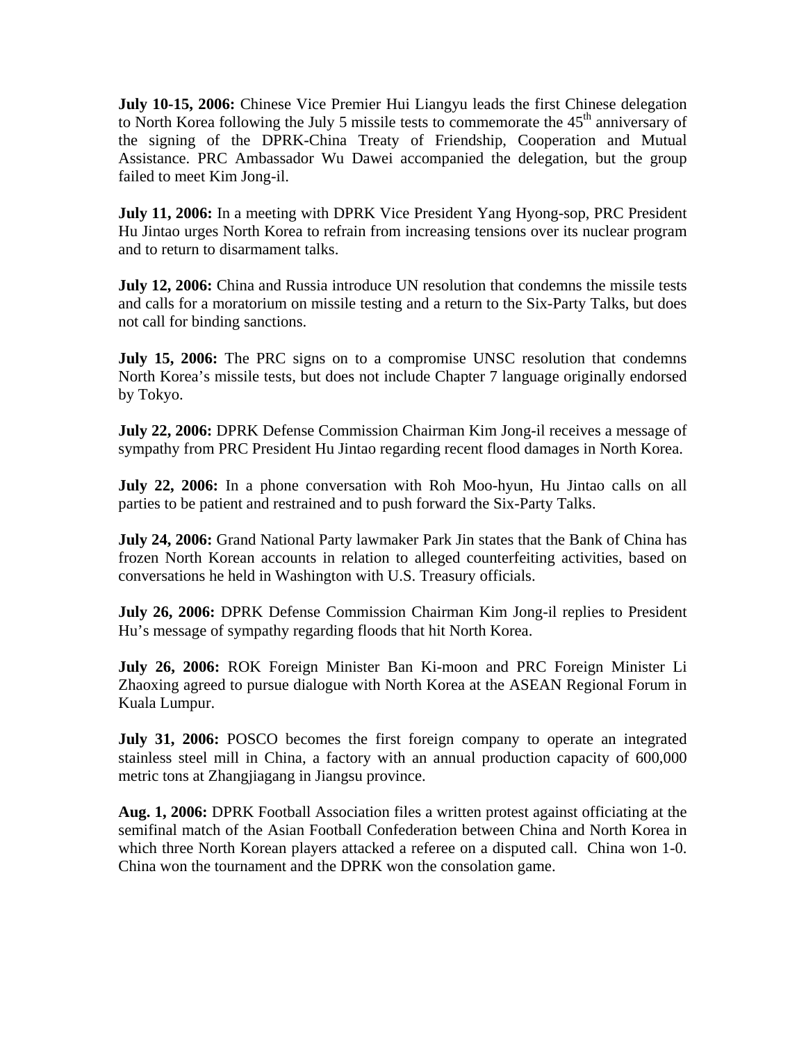**July 10-15, 2006:** Chinese Vice Premier Hui Liangyu leads the first Chinese delegation to North Korea following the July 5 missile tests to commemorate the 45th anniversary of the signing of the DPRK-China Treaty of Friendship, Cooperation and Mutual Assistance. PRC Ambassador Wu Dawei accompanied the delegation, but the group failed to meet Kim Jong-il.

**July 11, 2006:** In a meeting with DPRK Vice President Yang Hyong-sop, PRC President Hu Jintao urges North Korea to refrain from increasing tensions over its nuclear program and to return to disarmament talks.

**July 12, 2006:** China and Russia introduce UN resolution that condemns the missile tests and calls for a moratorium on missile testing and a return to the Six-Party Talks, but does not call for binding sanctions.

**July 15, 2006:** The PRC signs on to a compromise UNSC resolution that condemns North Korea's missile tests, but does not include Chapter 7 language originally endorsed by Tokyo.

**July 22, 2006:** DPRK Defense Commission Chairman Kim Jong-il receives a message of sympathy from PRC President Hu Jintao regarding recent flood damages in North Korea.

**July 22, 2006:** In a phone conversation with Roh Moo-hyun, Hu Jintao calls on all parties to be patient and restrained and to push forward the Six-Party Talks.

**July 24, 2006:** Grand National Party lawmaker Park Jin states that the Bank of China has frozen North Korean accounts in relation to alleged counterfeiting activities, based on conversations he held in Washington with U.S. Treasury officials.

**July 26, 2006:** DPRK Defense Commission Chairman Kim Jong-il replies to President Hu's message of sympathy regarding floods that hit North Korea.

**July 26, 2006:** ROK Foreign Minister Ban Ki-moon and PRC Foreign Minister Li Zhaoxing agreed to pursue dialogue with North Korea at the ASEAN Regional Forum in Kuala Lumpur.

**July 31, 2006:** POSCO becomes the first foreign company to operate an integrated stainless steel mill in China, a factory with an annual production capacity of 600,000 metric tons at Zhangjiagang in Jiangsu province.

**Aug. 1, 2006:** DPRK Football Association files a written protest against officiating at the semifinal match of the Asian Football Confederation between China and North Korea in which three North Korean players attacked a referee on a disputed call. China won 1-0. China won the tournament and the DPRK won the consolation game.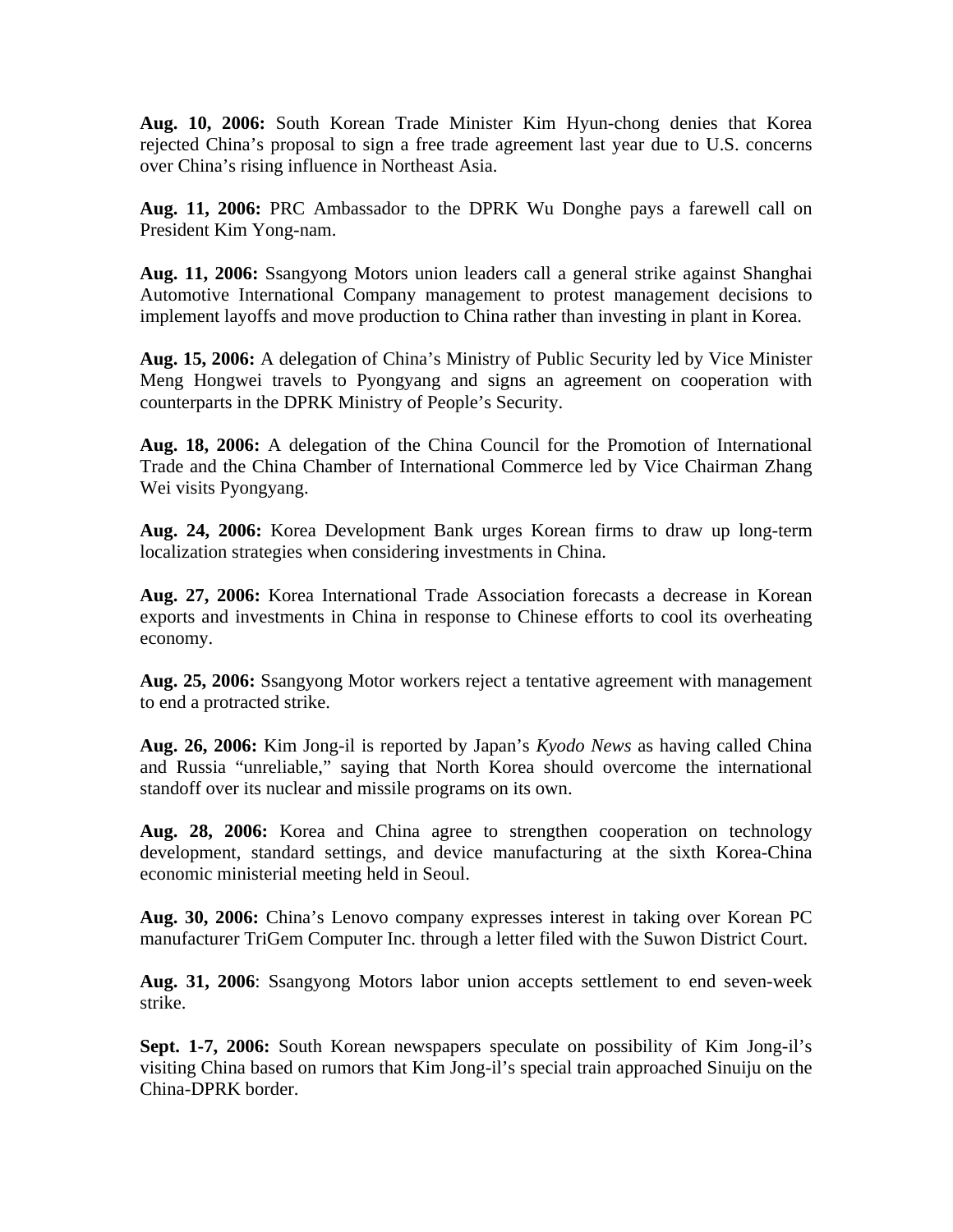**Aug. 10, 2006:** South Korean Trade Minister Kim Hyun-chong denies that Korea rejected China's proposal to sign a free trade agreement last year due to U.S. concerns over China's rising influence in Northeast Asia.

**Aug. 11, 2006:** PRC Ambassador to the DPRK Wu Donghe pays a farewell call on President Kim Yong-nam.

**Aug. 11, 2006:** Ssangyong Motors union leaders call a general strike against Shanghai Automotive International Company management to protest management decisions to implement layoffs and move production to China rather than investing in plant in Korea.

**Aug. 15, 2006:** A delegation of China's Ministry of Public Security led by Vice Minister Meng Hongwei travels to Pyongyang and signs an agreement on cooperation with counterparts in the DPRK Ministry of People's Security.

**Aug. 18, 2006:** A delegation of the China Council for the Promotion of International Trade and the China Chamber of International Commerce led by Vice Chairman Zhang Wei visits Pyongyang.

**Aug. 24, 2006:** Korea Development Bank urges Korean firms to draw up long-term localization strategies when considering investments in China.

**Aug. 27, 2006:** Korea International Trade Association forecasts a decrease in Korean exports and investments in China in response to Chinese efforts to cool its overheating economy.

**Aug. 25, 2006:** Ssangyong Motor workers reject a tentative agreement with management to end a protracted strike.

**Aug. 26, 2006:** Kim Jong-il is reported by Japan's *Kyodo News* as having called China and Russia "unreliable," saying that North Korea should overcome the international standoff over its nuclear and missile programs on its own.

**Aug. 28, 2006:** Korea and China agree to strengthen cooperation on technology development, standard settings, and device manufacturing at the sixth Korea-China economic ministerial meeting held in Seoul.

**Aug. 30, 2006:** China's Lenovo company expresses interest in taking over Korean PC manufacturer TriGem Computer Inc. through a letter filed with the Suwon District Court.

**Aug. 31, 2006**: Ssangyong Motors labor union accepts settlement to end seven-week strike.

**Sept. 1-7, 2006:** South Korean newspapers speculate on possibility of Kim Jong-il's visiting China based on rumors that Kim Jong-il's special train approached Sinuiju on the China-DPRK border.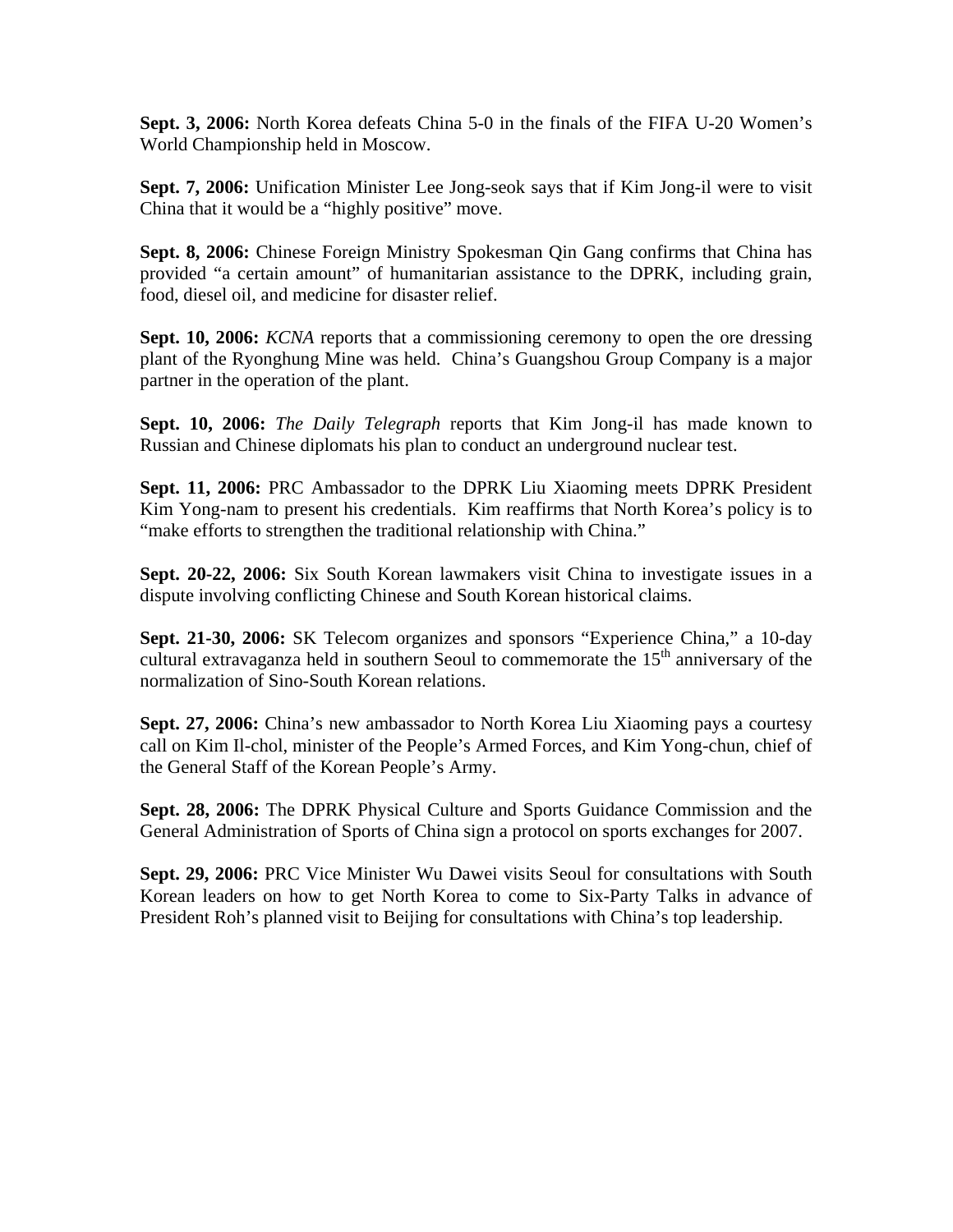**Sept. 3, 2006:** North Korea defeats China 5-0 in the finals of the FIFA U-20 Women's World Championship held in Moscow.

**Sept. 7, 2006:** Unification Minister Lee Jong-seok says that if Kim Jong-il were to visit China that it would be a "highly positive" move.

**Sept. 8, 2006:** Chinese Foreign Ministry Spokesman Qin Gang confirms that China has provided "a certain amount" of humanitarian assistance to the DPRK, including grain, food, diesel oil, and medicine for disaster relief.

**Sept. 10, 2006:** *KCNA* reports that a commissioning ceremony to open the ore dressing plant of the Ryonghung Mine was held. China's Guangshou Group Company is a major partner in the operation of the plant.

**Sept. 10, 2006:** *The Daily Telegraph* reports that Kim Jong-il has made known to Russian and Chinese diplomats his plan to conduct an underground nuclear test.

**Sept. 11, 2006:** PRC Ambassador to the DPRK Liu Xiaoming meets DPRK President Kim Yong-nam to present his credentials. Kim reaffirms that North Korea's policy is to "make efforts to strengthen the traditional relationship with China."

**Sept. 20-22, 2006:** Six South Korean lawmakers visit China to investigate issues in a dispute involving conflicting Chinese and South Korean historical claims.

**Sept. 21-30, 2006:** SK Telecom organizes and sponsors "Experience China," a 10-day cultural extravaganza held in southern Seoul to commemorate the 15th anniversary of the normalization of Sino-South Korean relations.

**Sept. 27, 2006:** China's new ambassador to North Korea Liu Xiaoming pays a courtesy call on Kim Il-chol, minister of the People's Armed Forces, and Kim Yong-chun, chief of the General Staff of the Korean People's Army.

**Sept. 28, 2006:** The DPRK Physical Culture and Sports Guidance Commission and the General Administration of Sports of China sign a protocol on sports exchanges for 2007.

**Sept. 29, 2006:** PRC Vice Minister Wu Dawei visits Seoul for consultations with South Korean leaders on how to get North Korea to come to Six-Party Talks in advance of President Roh's planned visit to Beijing for consultations with China's top leadership.